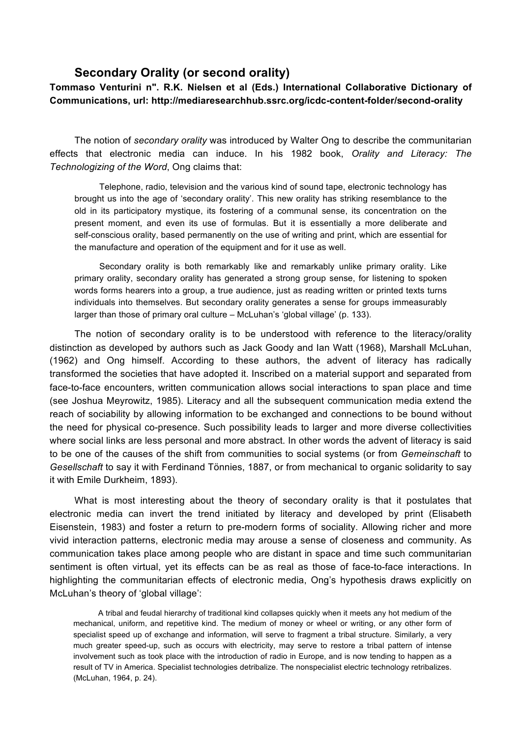## Secondary Orality (or second orality)

**Tommaso Venturini n". R.K. Nielsen et al (Eds.) International Collaborative Dictionary of Communications, url: http://mediaresearchhub.ssrc.org/icdc-content-folder/second-orality**

The notion of *secondary orality* was introduced by Walter Ong to describe the communitarian effects that electronic media can induce. In his 1982 book, *Orality and Literacy: The Technologizing of the Word*, Ong claims that:

> Telephone, radio, television and the various kind of sound tape, electronic technology has brought us into the age of 'secondary orality'. This new orality has striking resemblance to the old in its participatory mystique, its fostering of a communal sense, its concentration on the present moment, and even its use of formulas. But it is essentially a more deliberate and self-conscious orality, based permanently on the use of writing and print, which are essential for the manufacture and operation of the equipment and for it use as well.
>
> Secondary orality is both remarkably like and remarkably unlike primary orality. Like primary orality, secondary orality has generated a strong group sense, for listening to spoken words forms hearers into a group, a true audience, just as reading written or printed texts turns individuals into themselves. But secondary orality generates a sense for groups immeasurably larger than those of primary oral culture – McLuhan's 'global village' (p. 133).

The notion of secondary orality is to be understood with reference to the literacy/orality distinction as developed by authors such as Jack Goody and Ian Watt (1968), Marshall McLuhan, (1962) and Ong himself. According to these authors, the advent of literacy has radically transformed the societies that have adopted it. Inscribed on a material support and separated from face-to-face encounters, written communication allows social interactions to span place and time (see Joshua Meyrowitz, 1985). Literacy and all the subsequent communication media extend the reach of sociability by allowing information to be exchanged and connections to be bound without the need for physical co-presence. Such possibility leads to larger and more diverse collectivities where social links are less personal and more abstract. In other words the advent of literacy is said to be one of the causes of the shift from communities to social systems (or from *Gemeinschaft* to *Gesellschaft* to say it with Ferdinand Tönnies, 1887, or from mechanical to organic solidarity to say it with Emile Durkheim, 1893).

What is most interesting about the theory of secondary orality is that it postulates that electronic media can invert the trend initiated by literacy and developed by print (Elisabeth Eisenstein, 1983) and foster a return to pre-modern forms of sociality. Allowing richer and more vivid interaction patterns, electronic media may arouse a sense of closeness and community. As communication takes place among people who are distant in space and time such communitarian sentiment is often virtual, yet its effects can be as real as those of face-to-face interactions. In highlighting the communitarian effects of electronic media, Ong's hypothesis draws explicitly on McLuhan's theory of 'global village':

> A tribal and feudal hierarchy of traditional kind collapses quickly when it meets any hot medium of the mechanical, uniform, and repetitive kind. The medium of money or wheel or writing, or any other form of specialist speed up of exchange and information, will serve to fragment a tribal structure. Similarly, a very much greater speed-up, such as occurs with electricity, may serve to restore a tribal pattern of intense involvement such as took place with the introduction of radio in Europe, and is now tending to happen as a result of TV in America. Specialist technologies detribalize. The nonspecialist electric technology retribalizes. (McLuhan, 1964, p. 24).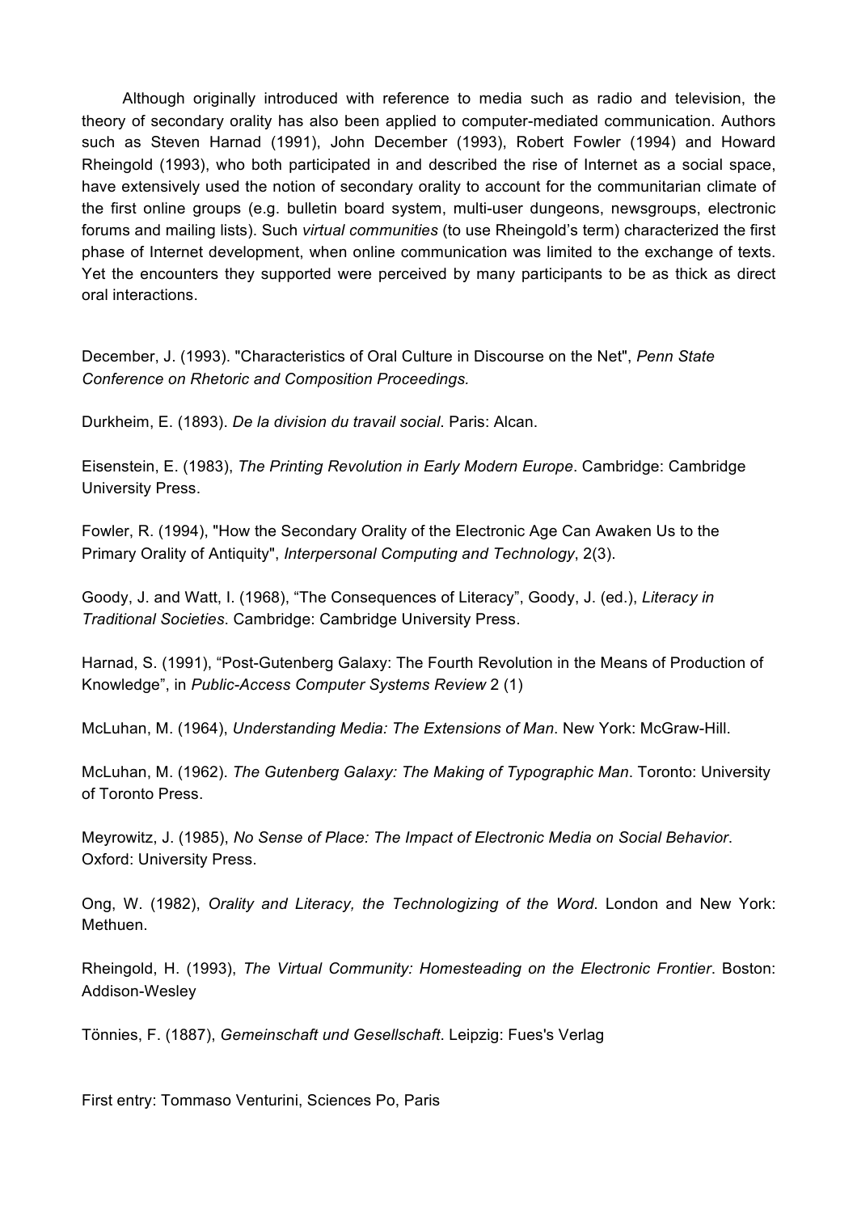Although originally introduced with reference to media such as radio and television, the theory of secondary orality has also been applied to computer-mediated communication. Authors such as Steven Harnad (1991), John December (1993), Robert Fowler (1994) and Howard Rheingold (1993), who both participated in and described the rise of Internet as a social space, have extensively used the notion of secondary orality to account for the communitarian climate of the first online groups (e.g. bulletin board system, multi-user dungeons, newsgroups, electronic forums and mailing lists). Such *virtual communities* (to use Rheingold's term) characterized the first phase of Internet development, when online communication was limited to the exchange of texts. Yet the encounters they supported were perceived by many participants to be as thick as direct oral interactions.

December, J. (1993). "Characteristics of Oral Culture in Discourse on the Net", *Penn State Conference on Rhetoric and Composition Proceedings.*

Durkheim, E. (1893). *De la division du travail social*. Paris: Alcan.

Eisenstein, E. (1983), *The Printing Revolution in Early Modern Europe*. Cambridge: Cambridge University Press.

Fowler, R. (1994), "How the Secondary Orality of the Electronic Age Can Awaken Us to the Primary Orality of Antiquity", *Interpersonal Computing and Technology*, 2(3).

Goody, J. and Watt, I. (1968), "The Consequences of Literacy", Goody, J. (ed.), *Literacy in Traditional Societies*. Cambridge: Cambridge University Press.

Harnad, S. (1991), "Post-Gutenberg Galaxy: The Fourth Revolution in the Means of Production of Knowledge", in *Public-Access Computer Systems Review* 2 (1)

McLuhan, M. (1964), *Understanding Media: The Extensions of Man*. New York: McGraw-Hill.

McLuhan, M. (1962). *The Gutenberg Galaxy: The Making of Typographic Man*. Toronto: University of Toronto Press.

Meyrowitz, J. (1985), *No Sense of Place: The Impact of Electronic Media on Social Behavior*. Oxford: University Press.

Ong, W. (1982), *Orality and Literacy, the Technologizing of the Word*. London and New York: Methuen.

Rheingold, H. (1993), *The Virtual Community: Homesteading on the Electronic Frontier*. Boston: Addison-Wesley

Tönnies, F. (1887), *Gemeinschaft und Gesellschaft*. Leipzig: Fues's Verlag

First entry: Tommaso Venturini, Sciences Po, Paris